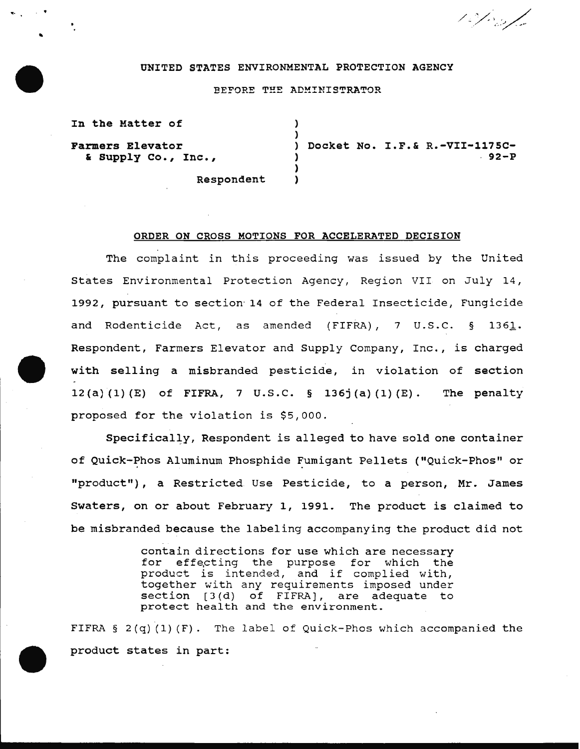UNITED STATES ENVIRONMENTAL PROTECTION AGENCY

BEFORE THE ADMINISTRATOR

In the Matter of

Farmers Elevator & Supply Co., Inc.,

Respondent

Docket No. I.F.& R.-VII-1175C-92-P

## ORDER ON CROSS MOTIONS FOR ACCELERATED DECISION

The complaint in this proceeding was issued by the United States Environmental Protection Agency, Region VII on July 14, 1992, pursuant to section 14 of the Federal Insecticide, Fungicide and Rodenticide Act, as amended (FIFRA), 7 U.S.C. § 136l. Respondent, Farmers Elevator and Supply Company, Inc., is charged with selling a misbranded pesticide, in violation of section 12(a)(1)(E) of FIFRA, 7 U.S.C. § 136j(a)(1)(E). The penalty proposed for the violation is $5,000.

Specifically, Respondent is alleged to have sold one container of Quick-Phos Aluminum Phosphide Fumigant Pellets ("Quick-Phos" or "product"), a Restricted Use Pesticide, to a person, Mr. James Swaters, on or about February 1, 1991. The product is claimed to be misbranded because the labeling accompanying the product did not

> contain directions for use which are necessary for effecting the purpose for which the product is intended, and if complied with, together with any requirements imposed under section [3(d) of FIFRA], are adequate to protect health and the environment.

FIFRA § 2(q)(1)(F). The label of Quick-Phos which accompanied the product states in part: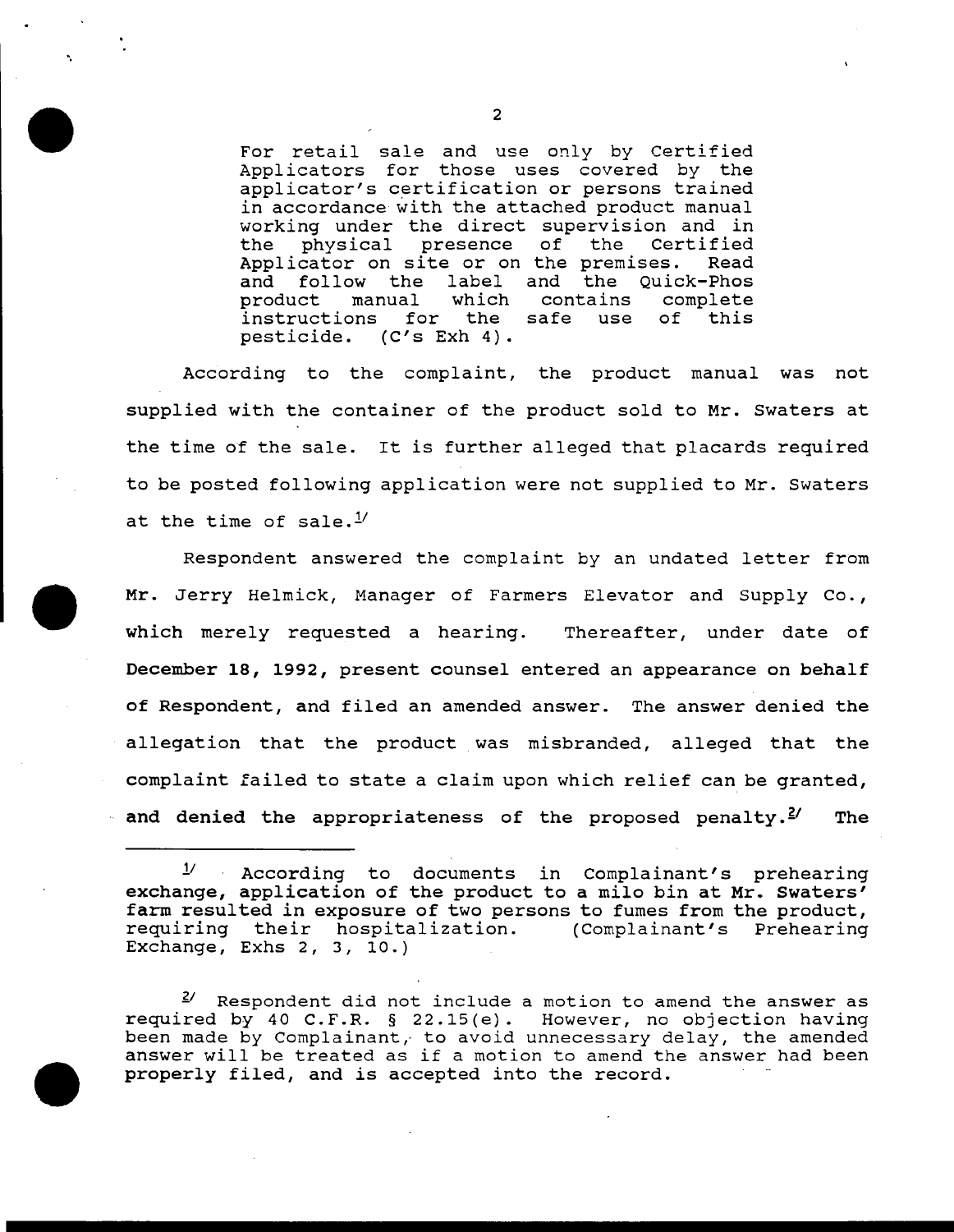> For retail sale and use only by Certified Applicators for those uses covered by the applicator's certification or persons trained in accordance with the attached product manual working under the direct supervision and in the physical presence of the Certified Applicator on site or on the premises. Read and follow the label and the Quick-Phos product manual which contains complete instructions for the safe use of this pesticide. (C's Exh 4).

According to the complaint, the product manual was not supplied with the container of the product sold to Mr. Swaters at the time of the sale. It is further alleged that placards required to be posted following application were not supplied to Mr. Swaters at the time of sale.[1/]

Respondent answered the complaint by an undated letter from Mr. Jerry Helmick, Manager of Farmers Elevator and Supply Co., which merely requested a hearing. Thereafter, under date of December 18, 1992, present counsel entered an appearance on behalf of Respondent, and filed an amended answer. The answer denied the allegation that the product was misbranded, alleged that the complaint failed to state a claim upon which relief can be granted, and denied the appropriateness of the proposed penalty.[2/] The

---

[1/] According to documents in Complainant's prehearing exchange, application of the product to a milo bin at Mr. Swaters' farm resulted in exposure of two persons to fumes from the product, requiring their hospitalization. (Complainant's Prehearing Exchange, Exhs 2, 3, 10.)

[2/] Respondent did not include a motion to amend the answer as required by 40 C.F.R. § 22.15(e). However, no objection having been made by Complainant, to avoid unnecessary delay, the amended answer will be treated as if a motion to amend the answer had been properly filed, and is accepted into the record.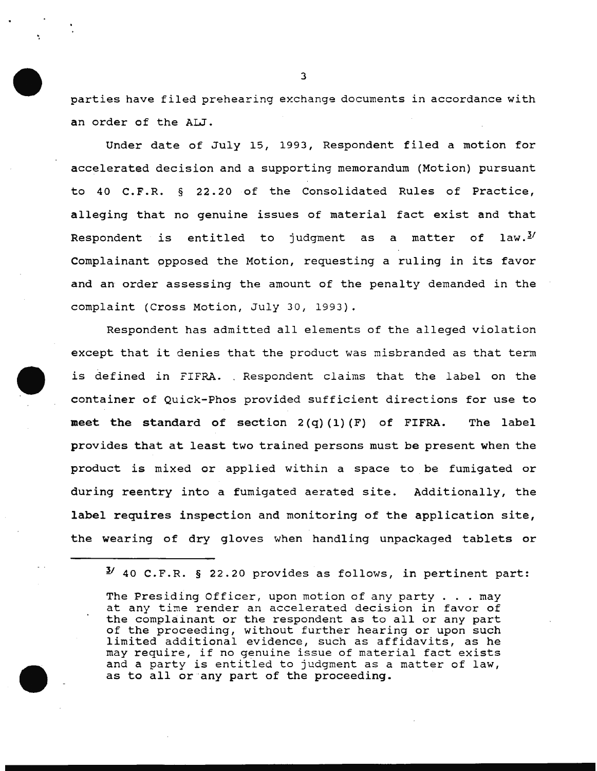parties have filed prehearing exchange documents in accordance with an order of the ALJ.

Under date of July 15, 1993, Respondent filed a motion for accelerated decision and a supporting memorandum (Motion) pursuant to 40 C.F.R. § 22.20 of the Consolidated Rules of Practice, alleging that no genuine issues of material fact exist and that Respondent is entitled to judgment as a matter of law.[3] Complainant opposed the Motion, requesting a ruling in its favor and an order assessing the amount of the penalty demanded in the complaint (Cross Motion, July 30, 1993).

Respondent has admitted all elements of the alleged violation except that it denies that the product was misbranded as that term is defined in FIFRA. Respondent claims that the label on the container of Quick-Phos provided sufficient directions for use to meet the standard of section 2(q)(1)(F) of FIFRA. The label provides that at least two trained persons must be present when the product is mixed or applied within a space to be fumigated or during reentry into a fumigated aerated site. Additionally, the label requires inspection and monitoring of the application site, the wearing of dry gloves when handling unpackaged tablets or

---

[3] 40 C.F.R. § 22.20 provides as follows, in pertinent part:

> The Presiding Officer, upon motion of any party . . . may at any time render an accelerated decision in favor of the complainant or the respondent as to all or any part of the proceeding, without further hearing or upon such limited additional evidence, such as affidavits, as he may require, if no genuine issue of material fact exists and a party is entitled to judgment as a matter of law, as to all or any part of the proceeding.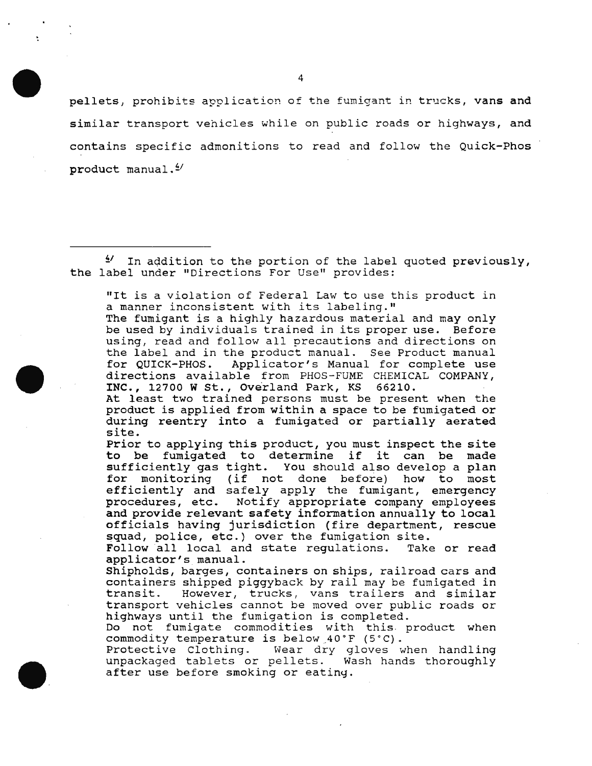pellets, prohibits application of the fumigant in trucks, vans and similar transport vehicles while on public roads or highways, and contains specific admonitions to read and follow the Quick-Phos product manual.[4]

---

[4] In addition to the portion of the label quoted previously, the label under "Directions For Use" provides:

> "It is a violation of Federal Law to use this product in a manner inconsistent with its labeling."
> The fumigant is a highly hazardous material and may only be used by individuals trained in its proper use. Before using, read and follow all precautions and directions on the label and in the product manual. See Product manual for QUICK-PHOS. Applicator's Manual for complete use directions available from PHOS-FUME CHEMICAL COMPANY, INC., 12700 W St., Overland Park, KS 66210.
> At least two trained persons must be present when the product is applied from within a space to be fumigated or during reentry into a fumigated or partially aerated site.
> Prior to applying this product, you must inspect the site to be fumigated to determine if it can be made sufficiently gas tight. You should also develop a plan for monitoring (if not done before) how to most efficiently and safely apply the fumigant, emergency procedures, etc. Notify appropriate company employees and provide relevant safety information annually to local officials having jurisdiction (fire department, rescue squad, police, etc.) over the fumigation site.
> Follow all local and state regulations. Take or read applicator's manual.
> Shipholds, barges, containers on ships, railroad cars and containers shipped piggyback by rail may be fumigated in transit. However, trucks, vans trailers and similar transport vehicles cannot be moved over public roads or highways until the fumigation is completed.
> Do not fumigate commodities with this product when commodity temperature is below 40°F (5°C).
> Protective Clothing. Wear dry gloves when handling unpackaged tablets or pellets. Wash hands thoroughly after use before smoking or eating.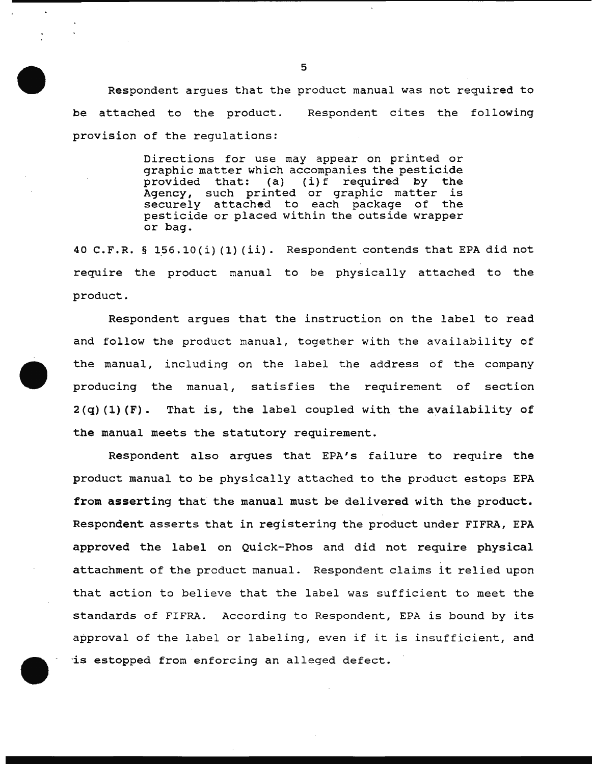Respondent argues that the product manual was not required to be attached to the product. Respondent cites the following provision of the regulations:

> Directions for use may appear on printed or graphic matter which accompanies the pesticide provided that: (a) (i)f required by the Agency, such printed or graphic matter is securely attached to each package of the pesticide or placed within the outside wrapper or bag.

40 C.F.R. § 156.10(i)(1)(ii). Respondent contends that EPA did not require the product manual to be physically attached to the product.

Respondent argues that the instruction on the label to read and follow the product manual, together with the availability of the manual, including on the label the address of the company producing the manual, satisfies the requirement of section 2(q)(1)(F). That is, the label coupled with the availability of the manual meets the statutory requirement.

Respondent also argues that EPA's failure to require the product manual to be physically attached to the product estops EPA from asserting that the manual must be delivered with the product. Respondent asserts that in registering the product under FIFRA, EPA approved the label on Quick-Phos and did not require physical attachment of the product manual. Respondent claims it relied upon that action to believe that the label was sufficient to meet the standards of FIFRA. According to Respondent, EPA is bound by its approval of the label or labeling, even if it is insufficient, and is estopped from enforcing an alleged defect.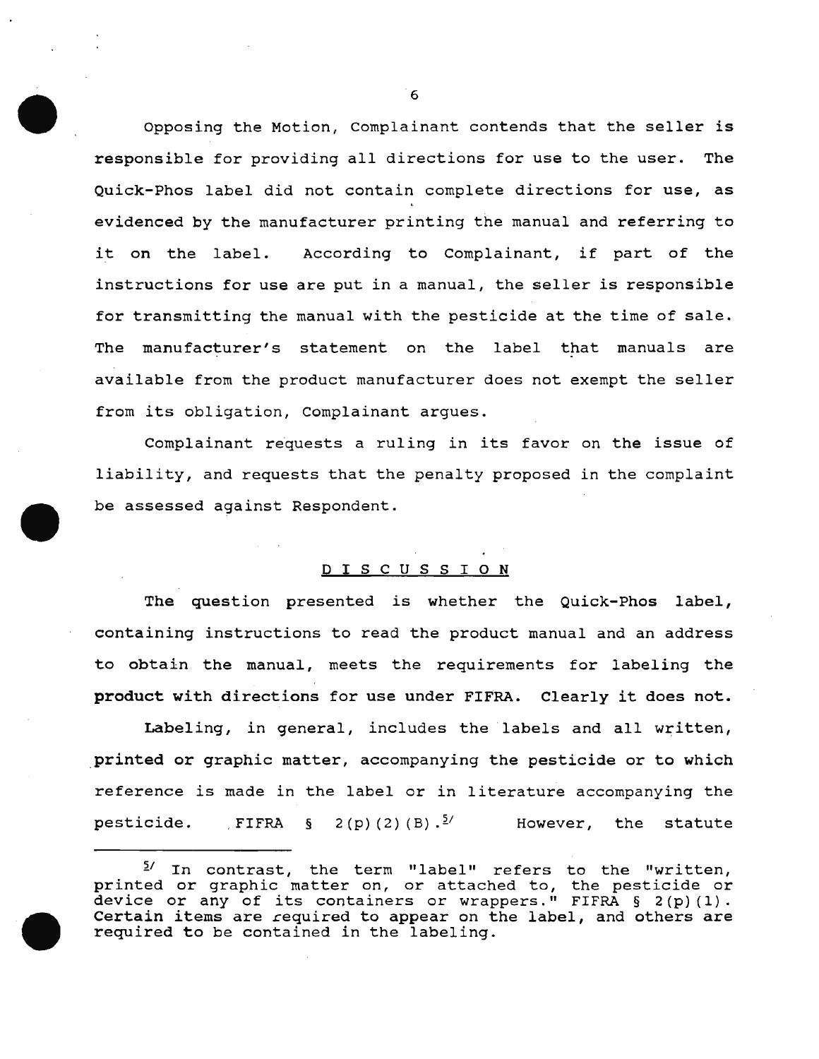Opposing the Motion, Complainant contends that the seller is responsible for providing all directions for use to the user. The Quick-Phos label did not contain complete directions for use, as evidenced by the manufacturer printing the manual and referring to it on the label. According to Complainant, if part of the instructions for use are put in a manual, the seller is responsible for transmitting the manual with the pesticide at the time of sale. The manufacturer's statement on the label that manuals are available from the product manufacturer does not exempt the seller from its obligation, Complainant argues.

Complainant requests a ruling in its favor on the issue of liability, and requests that the penalty proposed in the complaint be assessed against Respondent.

## DISCUSSION

The question presented is whether the Quick-Phos label, containing instructions to read the product manual and an address to obtain the manual, meets the requirements for labeling the product with directions for use under FIFRA. Clearly it does not.

Labeling, in general, includes the labels and all written, printed or graphic matter, accompanying the pesticide or to which reference is made in the label or in literature accompanying the pesticide. FIFRA § 2(p)(2)(B).[5] However, the statute

---

[5] In contrast, the term "label" refers to the "written, printed or graphic matter on, or attached to, the pesticide or device or any of its containers or wrappers." FIFRA § 2(p)(1). Certain items are required to appear on the label, and others are required to be contained in the labeling.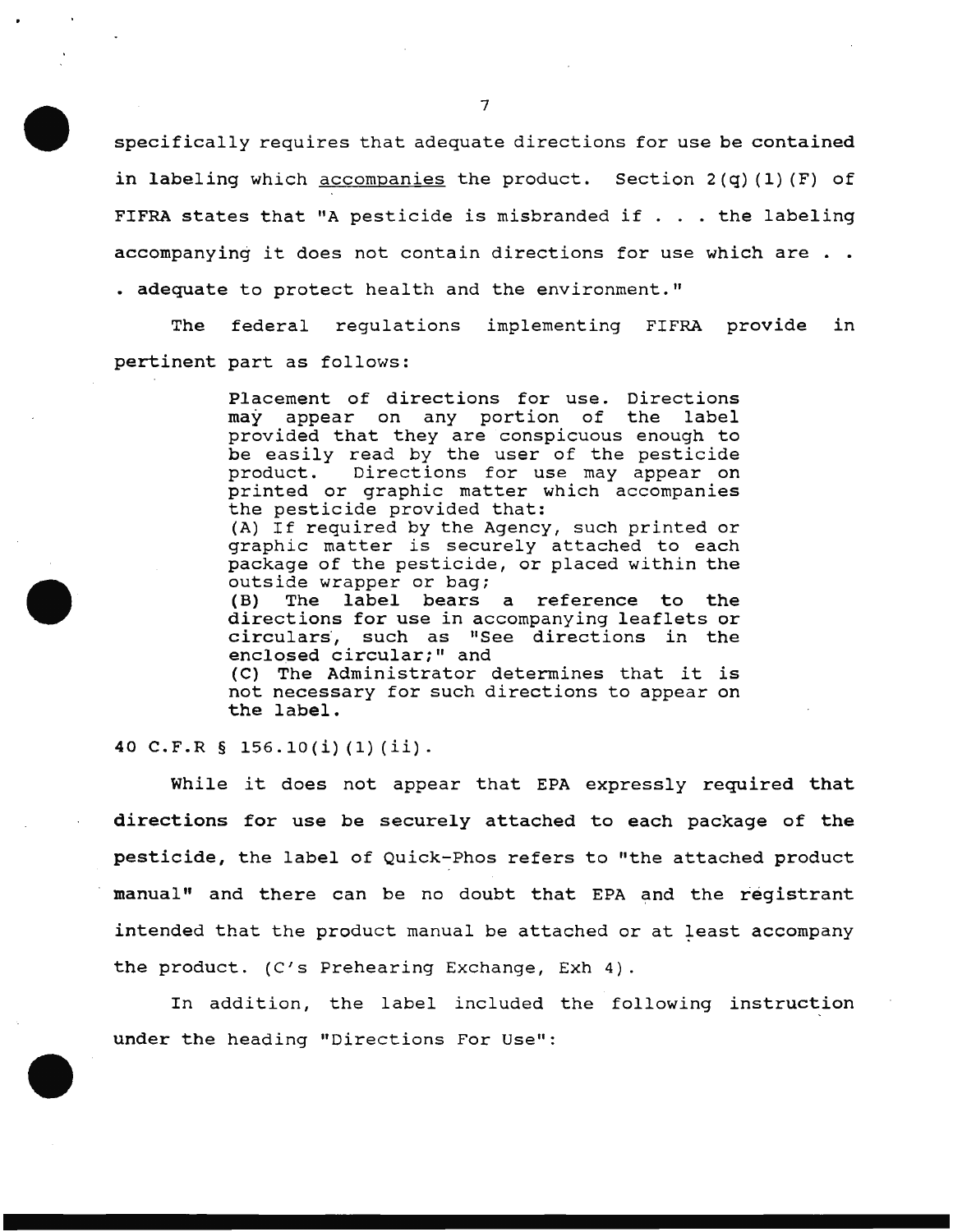specifically requires that adequate directions for use be contained in labeling which <u>accompanies</u> the product. Section 2(q)(1)(F) of FIFRA states that "A pesticide is misbranded if . . . the labeling accompanying it does not contain directions for use which are . . . adequate to protect health and the environment."

The federal regulations implementing FIFRA provide in pertinent part as follows:

> Placement of directions for use. Directions may appear on any portion of the label provided that they are conspicuous enough to be easily read by the user of the pesticide product. Directions for use may appear on printed or graphic matter which accompanies the pesticide provided that:
> (A) If required by the Agency, such printed or graphic matter is securely attached to each package of the pesticide, or placed within the outside wrapper or bag;
> (B) The label bears a reference to the directions for use in accompanying leaflets or circulars, such as "See directions in the enclosed circular;" and
> (C) The Administrator determines that it is not necessary for such directions to appear on the label.

40 C.F.R § 156.10(i)(1)(ii).

While it does not appear that EPA expressly required that directions for use be securely attached to each package of the pesticide, the label of Quick-Phos refers to "the attached product manual" and there can be no doubt that EPA and the registrant intended that the product manual be attached or at least accompany the product. (C's Prehearing Exchange, Exh 4).

In addition, the label included the following instruction under the heading "Directions For Use":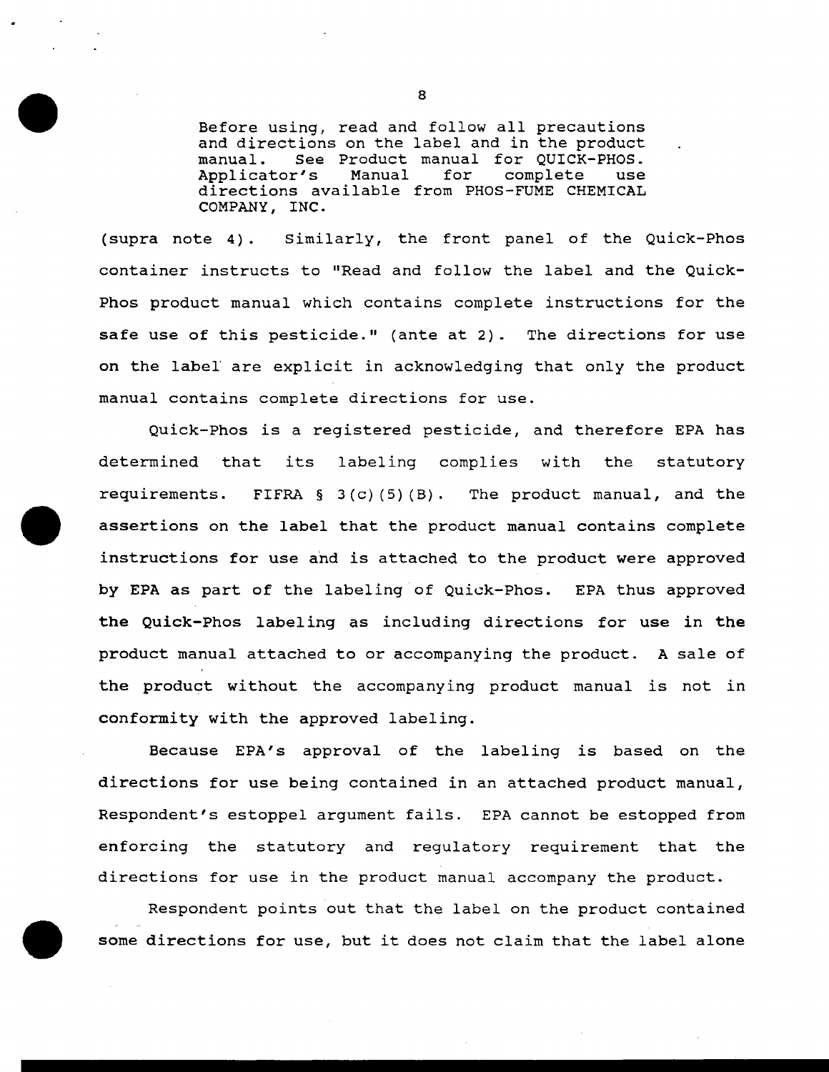> Before using, read and follow all precautions and directions on the label and in the product manual. See Product manual for QUICK-PHOS. Applicator's Manual for complete use directions available from PHOS-FUME CHEMICAL COMPANY, INC.

(supra note 4). Similarly, the front panel of the Quick-Phos container instructs to "Read and follow the label and the Quick-Phos product manual which contains complete instructions for the safe use of this pesticide." (ante at 2). The directions for use on the label are explicit in acknowledging that only the product manual contains complete directions for use.

Quick-Phos is a registered pesticide, and therefore EPA has determined that its labeling complies with the statutory requirements. FIFRA § 3(c)(5)(B). The product manual, and the assertions on the label that the product manual contains complete instructions for use and is attached to the product were approved by EPA as part of the labeling of Quick-Phos. EPA thus approved the Quick-Phos labeling as including directions for use in the product manual attached to or accompanying the product. A sale of the product without the accompanying product manual is not in conformity with the approved labeling.

Because EPA's approval of the labeling is based on the directions for use being contained in an attached product manual, Respondent's estoppel argument fails. EPA cannot be estopped from enforcing the statutory and regulatory requirement that the directions for use in the product manual accompany the product.

Respondent points out that the label on the product contained some directions for use, but it does not claim that the label alone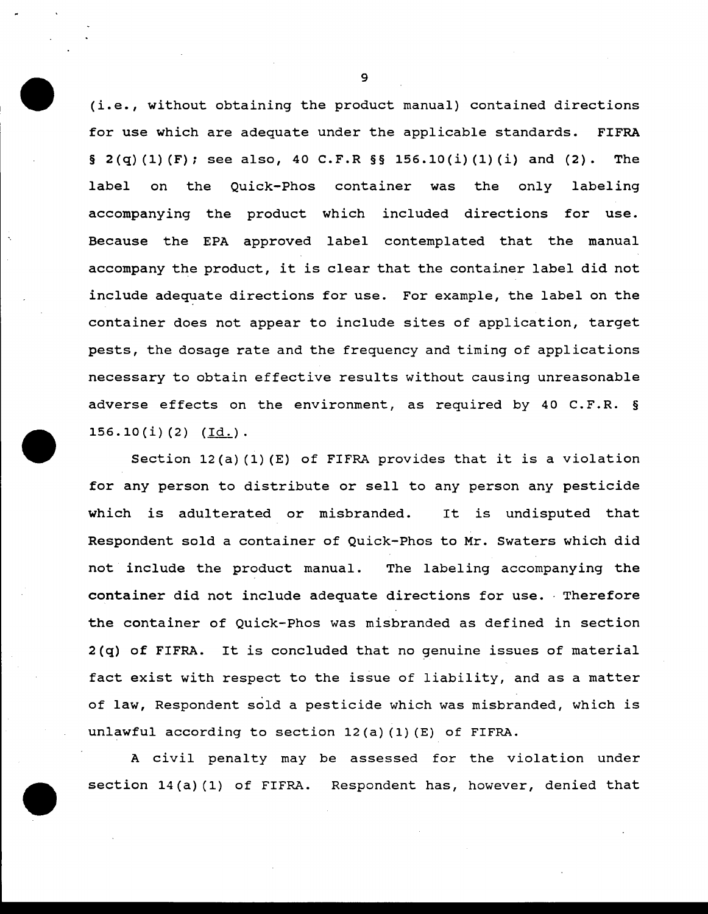(i.e., without obtaining the product manual) contained directions for use which are adequate under the applicable standards. FIFRA § 2(q)(1)(F); see also, 40 C.F.R §§ 156.10(i)(1)(i) and (2). The label on the Quick-Phos container was the only labeling accompanying the product which included directions for use. Because the EPA approved label contemplated that the manual accompany the product, it is clear that the container label did not include adequate directions for use. For example, the label on the container does not appear to include sites of application, target pests, the dosage rate and the frequency and timing of applications necessary to obtain effective results without causing unreasonable adverse effects on the environment, as required by 40 C.F.R. § 156.10(i)(2) (Id.).

Section 12(a)(1)(E) of FIFRA provides that it is a violation for any person to distribute or sell to any person any pesticide which is adulterated or misbranded. It is undisputed that Respondent sold a container of Quick-Phos to Mr. Swaters which did not include the product manual. The labeling accompanying the container did not include adequate directions for use. Therefore the container of Quick-Phos was misbranded as defined in section 2(q) of FIFRA. It is concluded that no genuine issues of material fact exist with respect to the issue of liability, and as a matter of law, Respondent sold a pesticide which was misbranded, which is unlawful according to section 12(a)(1)(E) of FIFRA.

A civil penalty may be assessed for the violation under section 14(a)(1) of FIFRA. Respondent has, however, denied that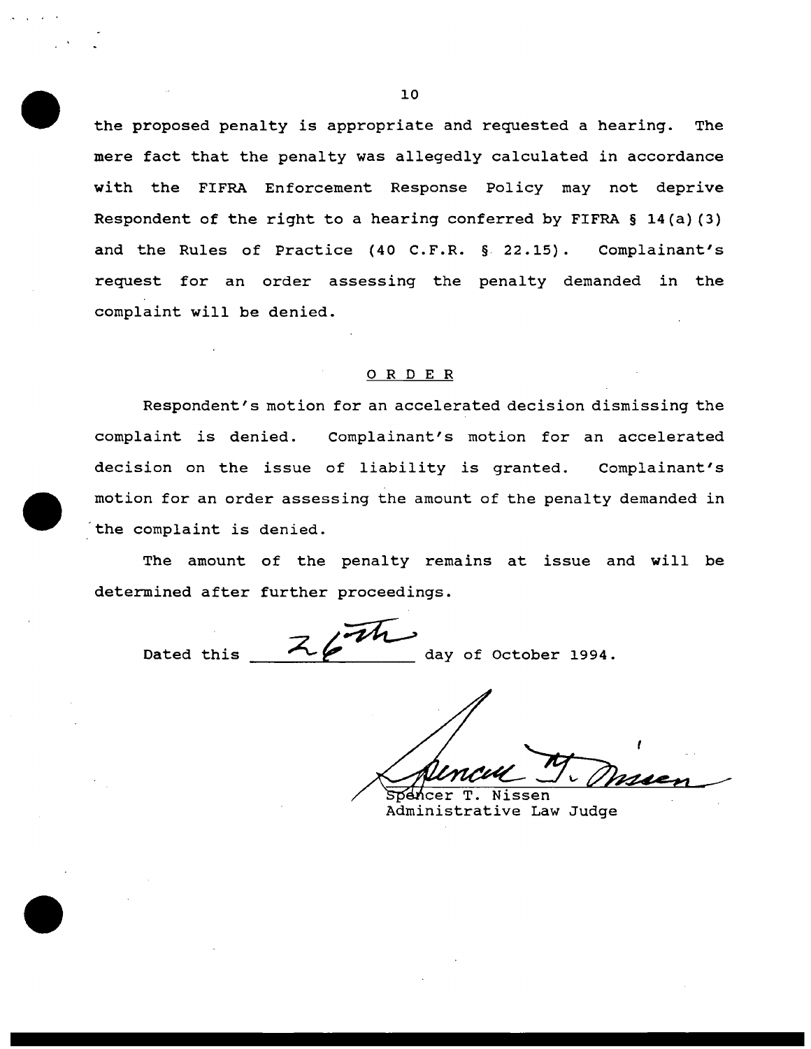the proposed penalty is appropriate and requested a hearing. The mere fact that the penalty was allegedly calculated in accordance with the FIFRA Enforcement Response Policy may not deprive Respondent of the right to a hearing conferred by FIFRA § 14(a)(3) and the Rules of Practice (40 C.F.R. § 22.15). Complainant's request for an order assessing the penalty demanded in the complaint will be denied.

## O R D E R

Respondent's motion for an accelerated decision dismissing the complaint is denied. Complainant's motion for an accelerated decision on the issue of liability is granted. Complainant's motion for an order assessing the amount of the penalty demanded in the complaint is denied.

The amount of the penalty remains at issue and will be determined after further proceedings.

Dated this 26th day of October 1994.

Spencer T. Nissen
Administrative Law Judge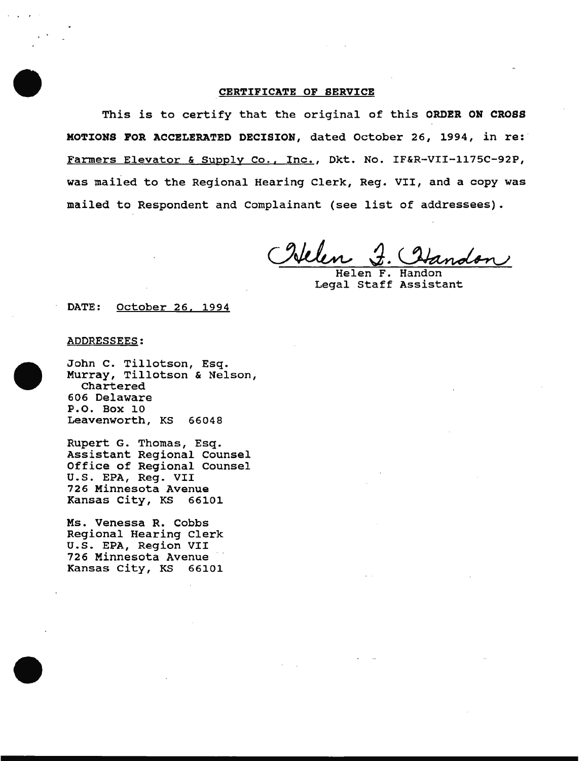## CERTIFICATE OF SERVICE

This is to certify that the original of this **ORDER ON CROSS MOTIONS FOR ACCELERATED DECISION**, dated October 26, 1994, in re: Farmers Elevator & Supply Co., Inc., Dkt. No. IF&R-VII-1175C-92P, was mailed to the Regional Hearing Clerk, Reg. VII, and a copy was mailed to Respondent and Complainant (see list of addressees).

Helen F. Handon
Helen F. Handon
Legal Staff Assistant

**DATE:** October 26, 1994

ADDRESSEES:

John C. Tillotson, Esq.
Murray, Tillotson & Nelson, Chartered
606 Delaware
P.O. Box 10
Leavenworth, KS 66048

Rupert G. Thomas, Esq.
Assistant Regional Counsel
Office of Regional Counsel
U.S. EPA, Reg. VII
726 Minnesota Avenue
Kansas City, KS 66101

Ms. Venessa R. Cobbs
Regional Hearing Clerk
U.S. EPA, Region VII
726 Minnesota Avenue
Kansas City, KS 66101